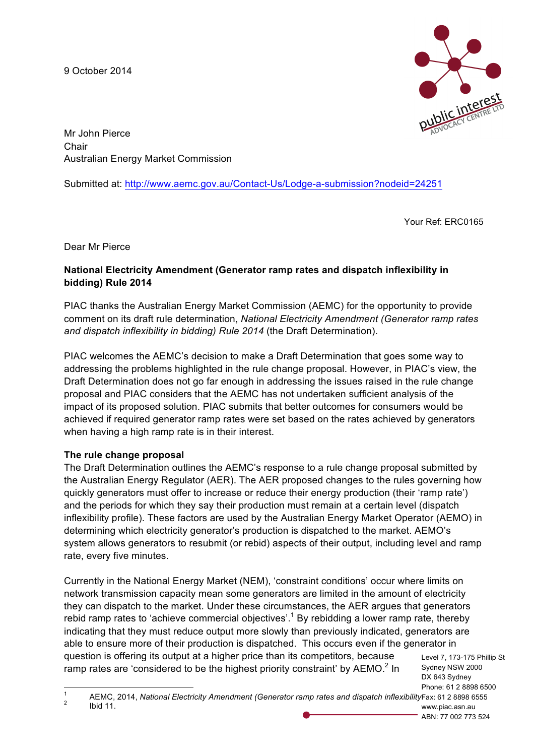9 October 2014

Mr John Pierce
Chair
Australian Energy Market Commission

Submitted at: http://www.aemc.gov.au/Contact-Us/Lodge-a-submission?nodeid=24251

Your Ref: ERC0165

Dear Mr Pierce

**National Electricity Amendment (Generator ramp rates and dispatch inflexibility in bidding) Rule 2014**

PIAC thanks the Australian Energy Market Commission (AEMC) for the opportunity to provide comment on its draft rule determination, *National Electricity Amendment (Generator ramp rates and dispatch inflexibility in bidding) Rule 2014* (the Draft Determination).

PIAC welcomes the AEMC's decision to make a Draft Determination that goes some way to addressing the problems highlighted in the rule change proposal. However, in PIAC's view, the Draft Determination does not go far enough in addressing the issues raised in the rule change proposal and PIAC considers that the AEMC has not undertaken sufficient analysis of the impact of its proposed solution. PIAC submits that better outcomes for consumers would be achieved if required generator ramp rates were set based on the rates achieved by generators when having a high ramp rate is in their interest.

**The rule change proposal**

The Draft Determination outlines the AEMC's response to a rule change proposal submitted by the Australian Energy Regulator (AER). The AER proposed changes to the rules governing how quickly generators must offer to increase or reduce their energy production (their 'ramp rate') and the periods for which they say their production must remain at a certain level (dispatch inflexibility profile). These factors are used by the Australian Energy Market Operator (AEMO) in determining which electricity generator's production is dispatched to the market. AEMO's system allows generators to resubmit (or rebid) aspects of their output, including level and ramp rate, every five minutes.

Currently in the National Energy Market (NEM), 'constraint conditions' occur where limits on network transmission capacity mean some generators are limited in the amount of electricity they can dispatch to the market. Under these circumstances, the AER argues that generators rebid ramp rates to 'achieve commercial objectives'.[1] By rebidding a lower ramp rate, thereby indicating that they must reduce output more slowly than previously indicated, generators are able to ensure more of their production is dispatched. This occurs even if the generator in question is offering its output at a higher price than its competitors, because ramp rates are 'considered to be the highest priority constraint' by AEMO.[2] In

[1] AEMC, 2014, *National Electricity Amendment (Generator ramp rates and dispatch inflexibility*

[2] Ibid 11.

Level 7, 173-175 Phillip St
Sydney NSW 2000
DX 643 Sydney
Phone: 61 2 8898 6500
Fax: 61 2 8898 6555
www.piac.asn.au
ABN: 77 002 773 524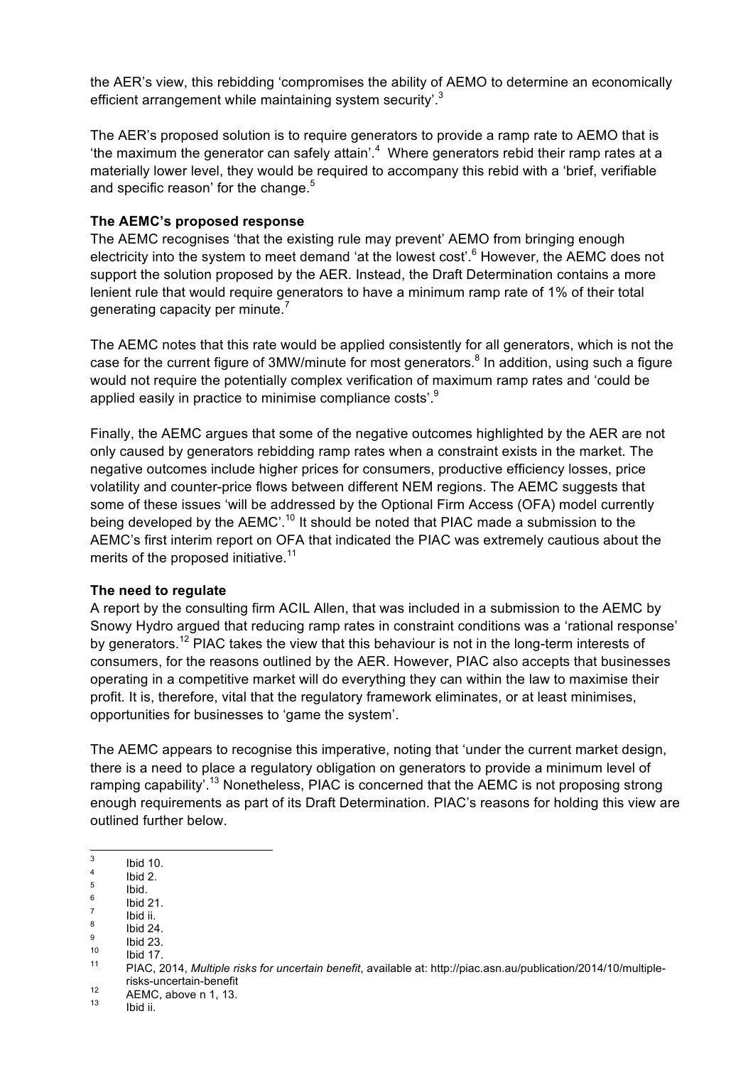the AER's view, this rebidding 'compromises the ability of AEMO to determine an economically efficient arrangement while maintaining system security'.[3]

The AER's proposed solution is to require generators to provide a ramp rate to AEMO that is 'the maximum the generator can safely attain'.[4] Where generators rebid their ramp rates at a materially lower level, they would be required to accompany this rebid with a 'brief, verifiable and specific reason' for the change.[5]

**The AEMC's proposed response**

The AEMC recognises 'that the existing rule may prevent' AEMO from bringing enough electricity into the system to meet demand 'at the lowest cost'.[6] However, the AEMC does not support the solution proposed by the AER. Instead, the Draft Determination contains a more lenient rule that would require generators to have a minimum ramp rate of 1% of their total generating capacity per minute.[7]

The AEMC notes that this rate would be applied consistently for all generators, which is not the case for the current figure of 3MW/minute for most generators.[8] In addition, using such a figure would not require the potentially complex verification of maximum ramp rates and 'could be applied easily in practice to minimise compliance costs'.[9]

Finally, the AEMC argues that some of the negative outcomes highlighted by the AER are not only caused by generators rebidding ramp rates when a constraint exists in the market. The negative outcomes include higher prices for consumers, productive efficiency losses, price volatility and counter-price flows between different NEM regions. The AEMC suggests that some of these issues 'will be addressed by the Optional Firm Access (OFA) model currently being developed by the AEMC'.[10] It should be noted that PIAC made a submission to the AEMC's first interim report on OFA that indicated the PIAC was extremely cautious about the merits of the proposed initiative.[11]

**The need to regulate**

A report by the consulting firm ACIL Allen, that was included in a submission to the AEMC by Snowy Hydro argued that reducing ramp rates in constraint conditions was a 'rational response' by generators.[12] PIAC takes the view that this behaviour is not in the long-term interests of consumers, for the reasons outlined by the AER. However, PIAC also accepts that businesses operating in a competitive market will do everything they can within the law to maximise their profit. It is, therefore, vital that the regulatory framework eliminates, or at least minimises, opportunities for businesses to 'game the system'.

The AEMC appears to recognise this imperative, noting that 'under the current market design, there is a need to place a regulatory obligation on generators to provide a minimum level of ramping capability'.[13] Nonetheless, PIAC is concerned that the AEMC is not proposing strong enough requirements as part of its Draft Determination. PIAC's reasons for holding this view are outlined further below.

---

[3] Ibid 10.
[4] Ibid 2.
[5] Ibid.
[6] Ibid 21.
[7] Ibid ii.
[8] Ibid 24.
[9] Ibid 23.
[10] Ibid 17.
[11] PIAC, 2014, *Multiple risks for uncertain benefit*, available at: http://piac.asn.au/publication/2014/10/multiple-risks-uncertain-benefit
[12] AEMC, above n 1, 13.
[13] Ibid ii.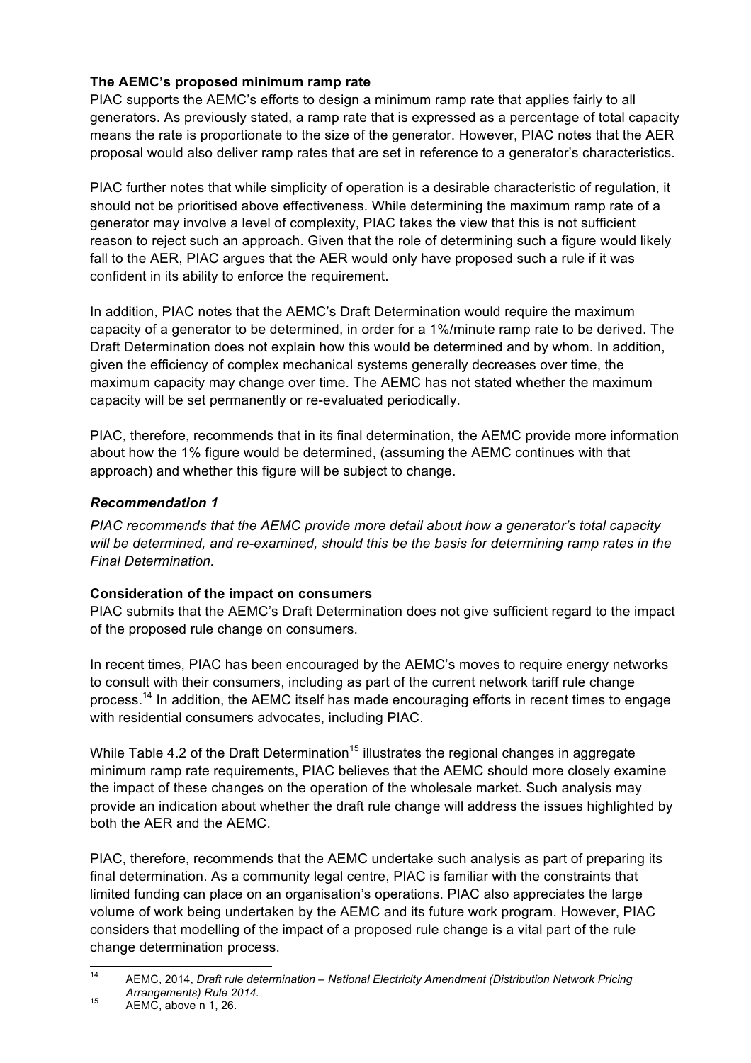**The AEMC's proposed minimum ramp rate**

PIAC supports the AEMC's efforts to design a minimum ramp rate that applies fairly to all generators. As previously stated, a ramp rate that is expressed as a percentage of total capacity means the rate is proportionate to the size of the generator. However, PIAC notes that the AER proposal would also deliver ramp rates that are set in reference to a generator's characteristics.

PIAC further notes that while simplicity of operation is a desirable characteristic of regulation, it should not be prioritised above effectiveness. While determining the maximum ramp rate of a generator may involve a level of complexity, PIAC takes the view that this is not sufficient reason to reject such an approach. Given that the role of determining such a figure would likely fall to the AER, PIAC argues that the AER would only have proposed such a rule if it was confident in its ability to enforce the requirement.

In addition, PIAC notes that the AEMC's Draft Determination would require the maximum capacity of a generator to be determined, in order for a 1%/minute ramp rate to be derived. The Draft Determination does not explain how this would be determined and by whom. In addition, given the efficiency of complex mechanical systems generally decreases over time, the maximum capacity may change over time. The AEMC has not stated whether the maximum capacity will be set permanently or re-evaluated periodically.

PIAC, therefore, recommends that in its final determination, the AEMC provide more information about how the 1% figure would be determined, (assuming the AEMC continues with that approach) and whether this figure will be subject to change.

***Recommendation 1***

*PIAC recommends that the AEMC provide more detail about how a generator's total capacity will be determined, and re-examined, should this be the basis for determining ramp rates in the Final Determination.*

**Consideration of the impact on consumers**

PIAC submits that the AEMC's Draft Determination does not give sufficient regard to the impact of the proposed rule change on consumers.

In recent times, PIAC has been encouraged by the AEMC's moves to require energy networks to consult with their consumers, including as part of the current network tariff rule change process.[14] In addition, the AEMC itself has made encouraging efforts in recent times to engage with residential consumers advocates, including PIAC.

While Table 4.2 of the Draft Determination[15] illustrates the regional changes in aggregate minimum ramp rate requirements, PIAC believes that the AEMC should more closely examine the impact of these changes on the operation of the wholesale market. Such analysis may provide an indication about whether the draft rule change will address the issues highlighted by both the AER and the AEMC.

PIAC, therefore, recommends that the AEMC undertake such analysis as part of preparing its final determination. As a community legal centre, PIAC is familiar with the constraints that limited funding can place on an organisation's operations. PIAC also appreciates the large volume of work being undertaken by the AEMC and its future work program. However, PIAC considers that modelling of the impact of a proposed rule change is a vital part of the rule change determination process.

---

[14] AEMC, 2014, *Draft rule determination – National Electricity Amendment (Distribution Network Pricing Arrangements) Rule 2014.*

[15] AEMC, above n 1, 26.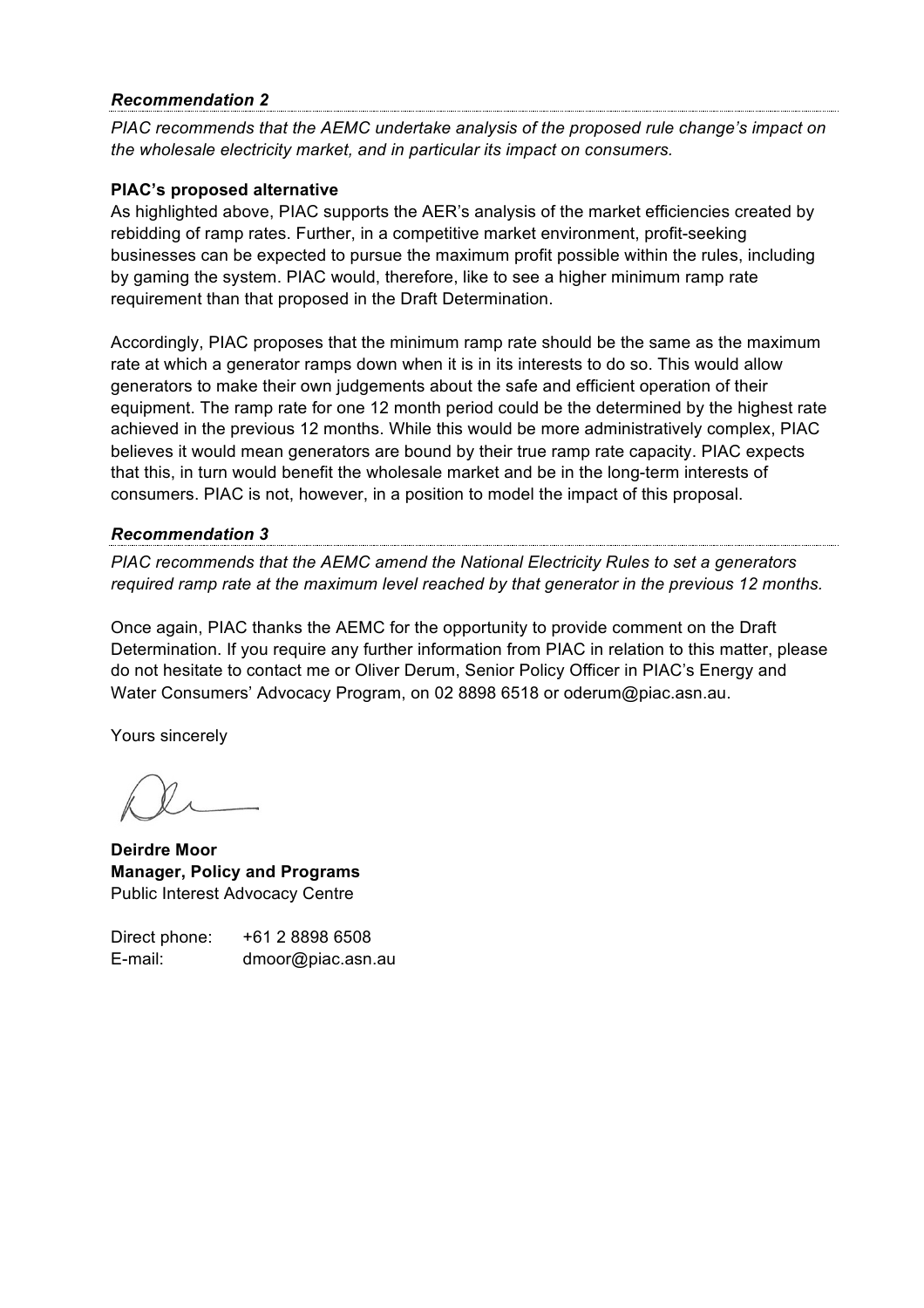***Recommendation 2***

*PIAC recommends that the AEMC undertake analysis of the proposed rule change's impact on the wholesale electricity market, and in particular its impact on consumers.*

**PIAC's proposed alternative**

As highlighted above, PIAC supports the AER's analysis of the market efficiencies created by rebidding of ramp rates. Further, in a competitive market environment, profit-seeking businesses can be expected to pursue the maximum profit possible within the rules, including by gaming the system. PIAC would, therefore, like to see a higher minimum ramp rate requirement than that proposed in the Draft Determination.

Accordingly, PIAC proposes that the minimum ramp rate should be the same as the maximum rate at which a generator ramps down when it is in its interests to do so. This would allow generators to make their own judgements about the safe and efficient operation of their equipment. The ramp rate for one 12 month period could be the determined by the highest rate achieved in the previous 12 months. While this would be more administratively complex, PIAC believes it would mean generators are bound by their true ramp rate capacity. PIAC expects that this, in turn would benefit the wholesale market and be in the long-term interests of consumers. PIAC is not, however, in a position to model the impact of this proposal.

***Recommendation 3***

*PIAC recommends that the AEMC amend the National Electricity Rules to set a generators required ramp rate at the maximum level reached by that generator in the previous 12 months.*

Once again, PIAC thanks the AEMC for the opportunity to provide comment on the Draft Determination. If you require any further information from PIAC in relation to this matter, please do not hesitate to contact me or Oliver Derum, Senior Policy Officer in PIAC's Energy and Water Consumers' Advocacy Program, on 02 8898 6518 or oderum@piac.asn.au.

Yours sincerely

**Deirdre Moor**
**Manager, Policy and Programs**
Public Interest Advocacy Centre

Direct phone: +61 2 8898 6508
E-mail: dmoor@piac.asn.au